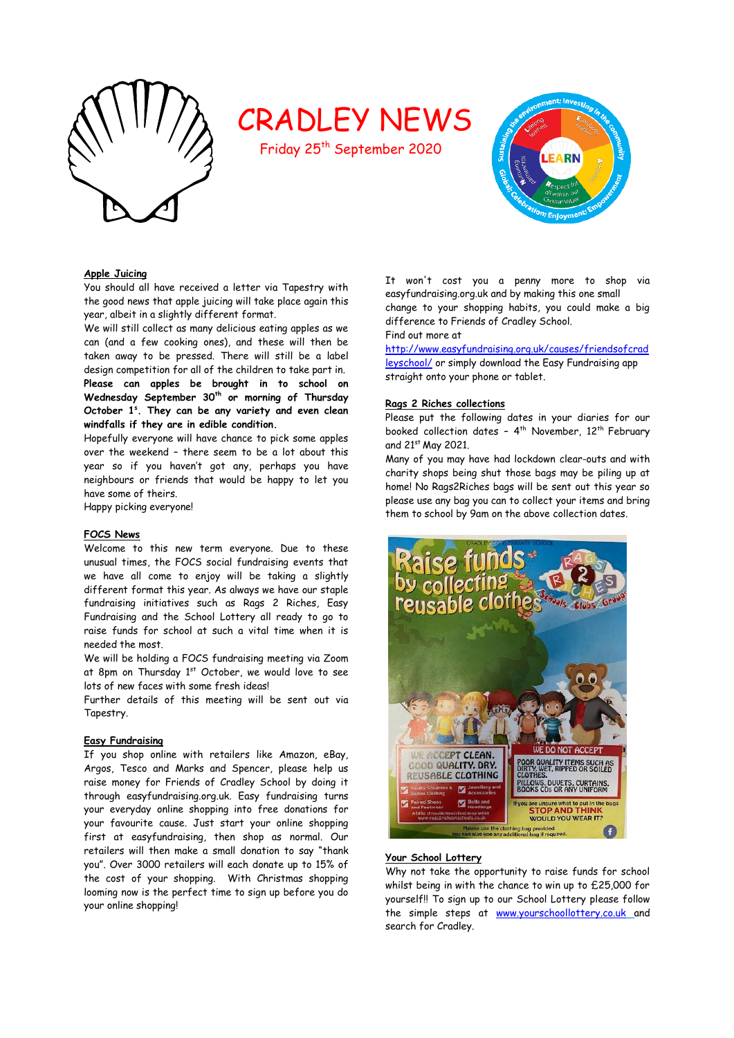# CRADLEY NEWS

Friday 25th September 2020

## Apple Juicing

You should all have received a letter via Tapestry with the good news that apple juicing will take place again this year, albeit in a slightly different format.

We will still collect as many delicious eating apples as we can (and a few cooking ones), and these will then be taken away to be pressed. There will still be a label design competition for all of the children to take part in.

**Please can apples be brought in to school on Wednesday September 30th or morning of Thursday October 1s. They can be any variety and even clean windfalls if they are in edible condition.**

Hopefully everyone will have chance to pick some apples over the weekend – there seem to be a lot about this year so if you haven't got any, perhaps you have neighbours or friends that would be happy to let you have some of theirs.

Happy picking everyone!

## FOCS News

Welcome to this new term everyone. Due to these unusual times, the FOCS social fundraising events that we have all come to enjoy will be taking a slightly different format this year. As always we have our staple fundraising initiatives such as Rags 2 Riches, Easy Fundraising and the School Lottery all ready to go to raise funds for school at such a vital time when it is needed the most.

We will be holding a FOCS fundraising meeting via Zoom at 8pm on Thursday 1st October, we would love to see lots of new faces with some fresh ideas!

Further details of this meeting will be sent out via Tapestry.

## Easy Fundraising

If you shop online with retailers like Amazon, eBay, Argos, Tesco and Marks and Spencer, please help us raise money for Friends of Cradley School by doing it through easyfundraising.org.uk. Easy fundraising turns your everyday online shopping into free donations for your favourite cause. Just start your online shopping first at easyfundraising, then shop as normal. Our retailers will then make a small donation to say "thank you". Over 3000 retailers will each donate up to 15% of the cost of your shopping. With Christmas shopping looming now is the perfect time to sign up before you do your online shopping!

It won't cost you a penny more to shop via easyfundraising.org.uk and by making this one small change to your shopping habits, you could make a big difference to Friends of Cradley School.

Find out more at http://www.easyfundraising.org.uk/causes/friendsofcradleyschool/ or simply download the Easy Fundraising app straight onto your phone or tablet.

## Rags 2 Riches collections

Please put the following dates in your diaries for our booked collection dates – 4th November, 12th February and 21st May 2021.

Many of you may have had lockdown clear-outs and with charity shops being shut those bags may be piling up at home! No Rags2Riches bags will be sent out this year so please use any bag you can to collect your items and bring them to school by 9am on the above collection dates.

## Your School Lottery

Why not take the opportunity to raise funds for school whilst being in with the chance to win up to £25,000 for yourself!! To sign up to our School Lottery please follow the simple steps at www.yourschoollottery.co.uk and search for Cradley.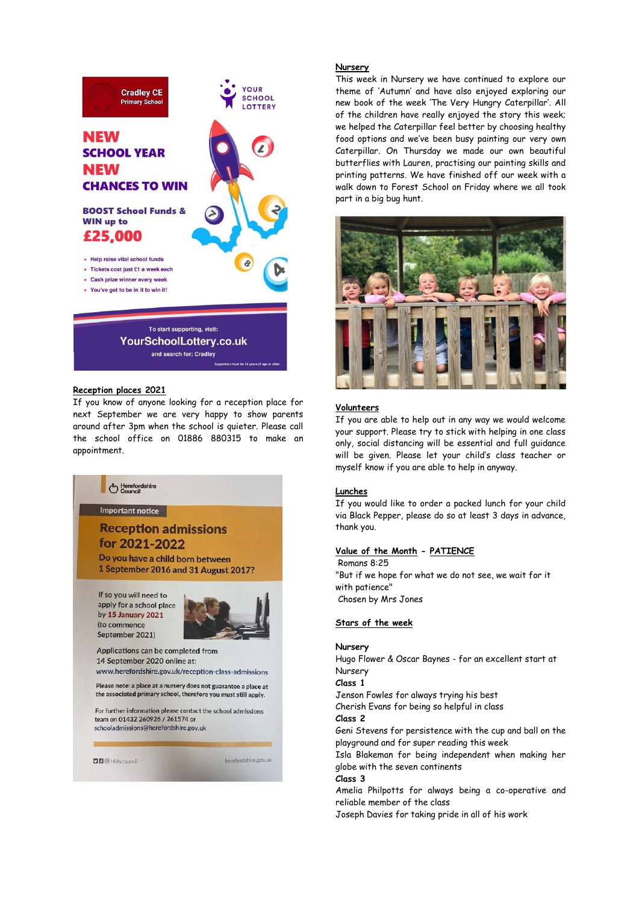Cradley CE Primary School

YOUR SCHOOL LOTTERY

**NEW SCHOOL YEAR NEW CHANCES TO WIN**

**BOOST School Funds & WIN up to £25,000**

- Help raise vital school funds
- Tickets cost just £1 a week each
- Cash prize winner every week
- You've got to be in it to win it!

To start supporting, visit:
**YourSchoolLottery.co.uk**
and search for: Cradley

Supporters must be 16 years of age or older.

## Reception places 2021

If you know of anyone looking for a reception place for next September we are very happy to show parents around after 3pm when the school is quieter. Please call the school office on 01886 880315 to make an appointment.

Herefordshire Council

Important notice

**Reception admissions for 2021-2022**

**Do you have a child born between 1 September 2016 and 31 August 2017?**

If so you will need to apply for a school place by **15 January 2021** (to commence September 2021)

Applications can be completed from 14 September 2020 online at: www.herefordshire.gov.uk/reception-class-admissions

Please note: a place at a nursery does not guarantee a place at the associated primary school, therefore you must still apply.

For further information please contact the school admissions team on 01432 260926 / 261574 or schooladmissions@herefordshire.gov.uk

hfdscouncil herefordshire.gov.uk

## Nursery

This week in Nursery we have continued to explore our theme of 'Autumn' and have also enjoyed exploring our new book of the week 'The Very Hungry Caterpillar'. All of the children have really enjoyed the story this week; we helped the Caterpillar feel better by choosing healthy food options and we've been busy painting our very own Caterpillar. On Thursday we made our own beautiful butterflies with Lauren, practising our painting skills and printing patterns. We have finished off our week with a walk down to Forest School on Friday where we all took part in a big bug hunt.

## Volunteers

If you are able to help out in any way we would welcome your support. Please try to stick with helping in one class only, social distancing will be essential and full guidance will be given. Please let your child's class teacher or myself know if you are able to help in anyway.

## Lunches

If you would like to order a packed lunch for your child via Black Pepper, please do so at least 3 days in advance, thank you.

## Value of the Month - PATIENCE

Romans 8:25
"But if we hope for what we do not see, we wait for it with patience"
Chosen by Mrs Jones

## Stars of the week

**Nursery**
Hugo Flower & Oscar Baynes - for an excellent start at Nursery

**Class 1**
Jenson Fowles for always trying his best
Cherish Evans for being so helpful in class

**Class 2**
Geni Stevens for persistence with the cup and ball on the playground and for super reading this week
Isla Blakeman for being independent when making her globe with the seven continents

**Class 3**
Amelia Philpotts for always being a co-operative and reliable member of the class
Joseph Davies for taking pride in all of his work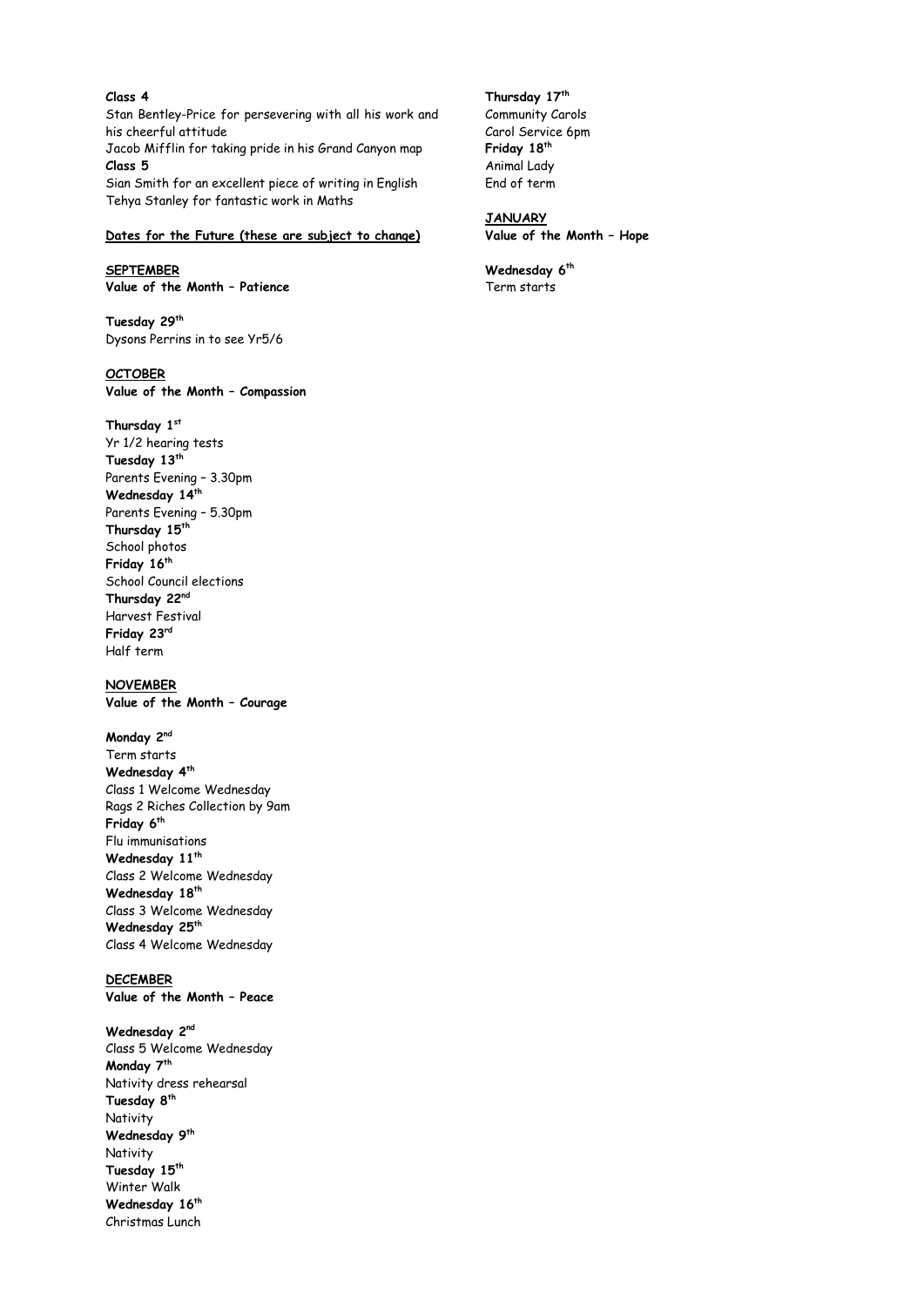**Class 4**

Stan Bentley-Price for persevering with all his work and his cheerful attitude

Jacob Mifflin for taking pride in his Grand Canyon map

**Class 5**

Sian Smith for an excellent piece of writing in English

Tehya Stanley for fantastic work in Maths

**Dates for the Future (these are subject to change)**

**SEPTEMBER**

**Value of the Month – Patience**

**Tuesday 29th**
Dysons Perrins in to see Yr5/6

**OCTOBER**

**Value of the Month – Compassion**

**Thursday 1st**
Yr 1/2 hearing tests

**Tuesday 13th**
Parents Evening – 3.30pm

**Wednesday 14th**
Parents Evening – 5.30pm

**Thursday 15th**
School photos

**Friday 16th**
School Council elections

**Thursday 22nd**
Harvest Festival

**Friday 23rd**
Half term

**NOVEMBER**

**Value of the Month – Courage**

**Monday 2nd**
Term starts

**Wednesday 4th**
Class 1 Welcome Wednesday
Rags 2 Riches Collection by 9am

**Friday 6th**
Flu immunisations

**Wednesday 11th**
Class 2 Welcome Wednesday

**Wednesday 18th**
Class 3 Welcome Wednesday

**Wednesday 25th**
Class 4 Welcome Wednesday

**DECEMBER**

**Value of the Month – Peace**

**Wednesday 2nd**
Class 5 Welcome Wednesday

**Monday 7th**
Nativity dress rehearsal

**Tuesday 8th**
Nativity

**Wednesday 9th**
Nativity

**Tuesday 15th**
Winter Walk

**Wednesday 16th**
Christmas Lunch

**Thursday 17th**
Community Carols
Carol Service 6pm

**Friday 18th**
Animal Lady
End of term

**JANUARY**

**Value of the Month – Hope**

**Wednesday 6th**
Term starts